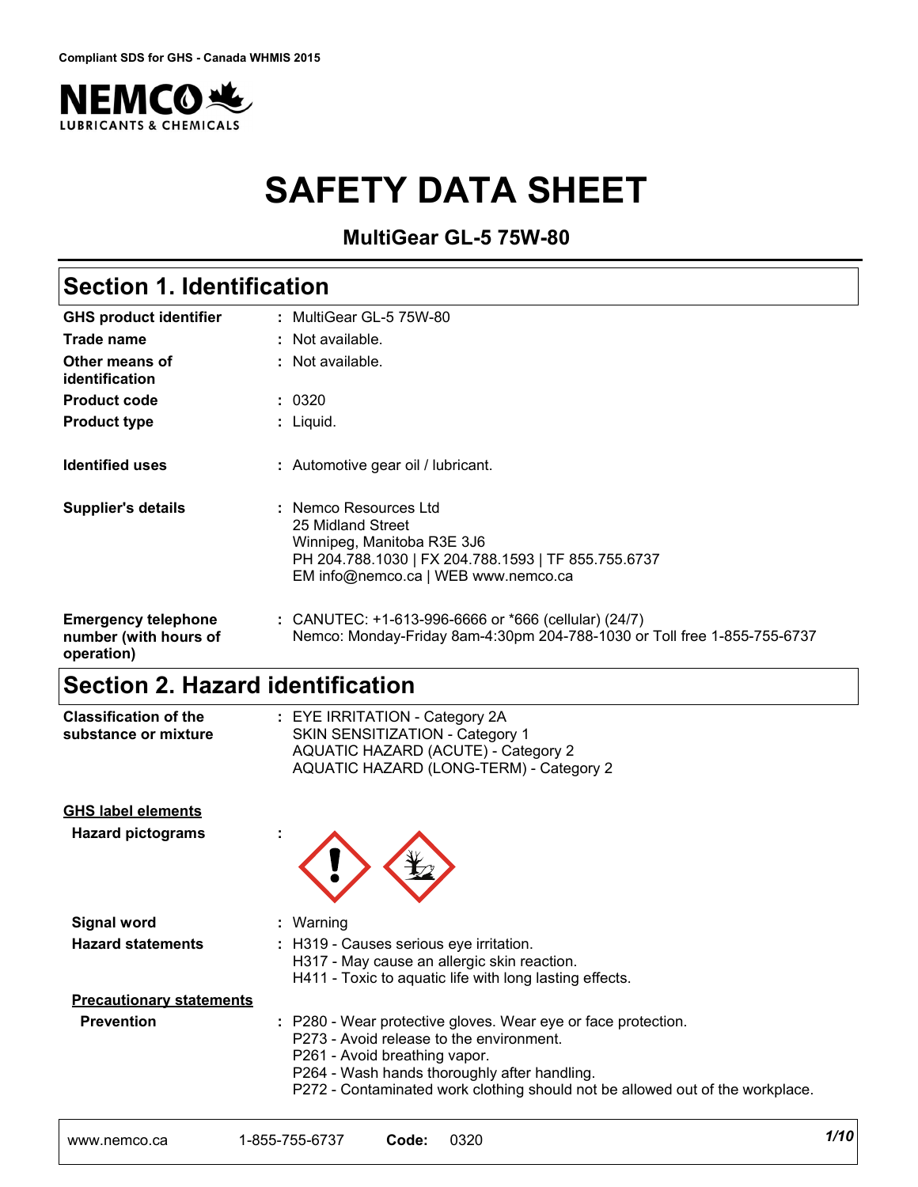Compliant SDS for GHS - Canada WHMIS 2015

# SAFETY DATA SHEET

**MultiGear GL-5 75W-80**

## Section 1. Identification

| | |
|---|---|
| **GHS product identifier** | : MultiGear GL-5 75W-80 |
| **Trade name** | : Not available. |
| **Other means of identification** | : Not available. |
| **Product code** | : 0320 |
| **Product type** | : Liquid. |
| **Identified uses** | : Automotive gear oil / lubricant. |
| **Supplier's details** | : Nemco Resources Ltd<br>25 Midland Street<br>Winnipeg, Manitoba R3E 3J6<br>PH 204.788.1030 \| FX 204.788.1593 \| TF 855.755.6737<br>EM info@nemco.ca \| WEB www.nemco.ca |
| **Emergency telephone number (with hours of operation)** | : CANUTEC: +1-613-996-6666 or *666 (cellular) (24/7)<br>Nemco: Monday-Friday 8am-4:30pm 204-788-1030 or Toll free 1-855-755-6737 |

## Section 2. Hazard identification

**Classification of the substance or mixture** : EYE IRRITATION - Category 2A
SKIN SENSITIZATION - Category 1
AQUATIC HAZARD (ACUTE) - Category 2
AQUATIC HAZARD (LONG-TERM) - Category 2

**GHS label elements**

**Hazard pictograms** :

**Signal word** : Warning

**Hazard statements** : H319 - Causes serious eye irritation.
H317 - May cause an allergic skin reaction.
H411 - Toxic to aquatic life with long lasting effects.

**Precautionary statements**

**Prevention** : P280 - Wear protective gloves. Wear eye or face protection.
P273 - Avoid release to the environment.
P261 - Avoid breathing vapor.
P264 - Wash hands thoroughly after handling.
P272 - Contaminated work clothing should not be allowed out of the workplace.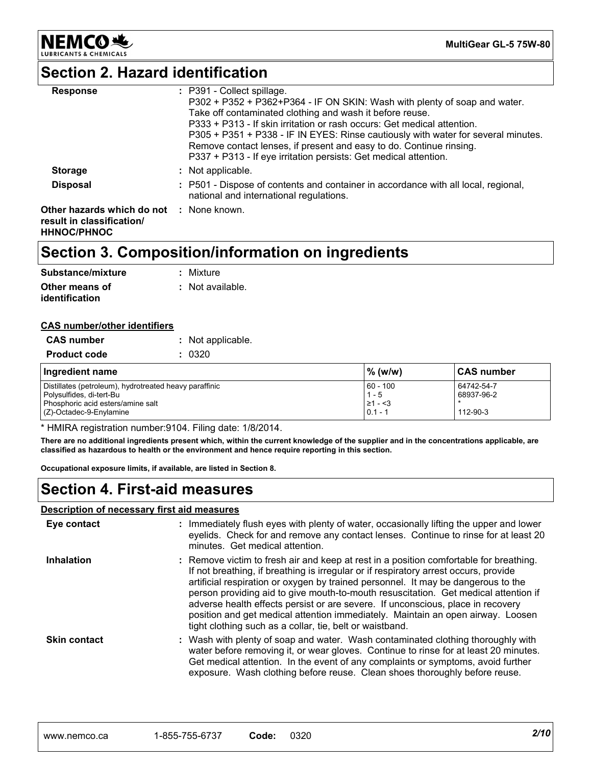## Section 2. Hazard identification

| | |
|---|---|
| **Response** | : P391 - Collect spillage.<br>P302 + P352 + P362+P364 - IF ON SKIN: Wash with plenty of soap and water. Take off contaminated clothing and wash it before reuse.<br>P333 + P313 - If skin irritation or rash occurs: Get medical attention.<br>P305 + P351 + P338 - IF IN EYES: Rinse cautiously with water for several minutes. Remove contact lenses, if present and easy to do. Continue rinsing.<br>P337 + P313 - If eye irritation persists: Get medical attention. |
| **Storage** | : Not applicable. |
| **Disposal** | : P501 - Dispose of contents and container in accordance with all local, regional, national and international regulations. |
| **Other hazards which do not result in classification/ HHNOC/PHNOC** | : None known. |

## Section 3. Composition/information on ingredients

**Substance/mixture** : Mixture

**Other means of identification** : Not available.

**CAS number/other identifiers**

**CAS number** : Not applicable.

**Product code** : 0320

| Ingredient name | % (w/w) | CAS number |
|---|---|---|
| Distillates (petroleum), hydrotreated heavy paraffinic | 60 - 100 | 64742-54-7 |
| Polysulfides, di-tert-Bu | 1 - 5 | 68937-96-2 |
| Phosphoric acid esters/amine salt | ≥1 - <3 | * |
| (Z)-Octadec-9-Enylamine | 0.1 - 1 | 112-90-3 |

* HMIRA registration number:9104. Filing date: 1/8/2014.

**There are no additional ingredients present which, within the current knowledge of the supplier and in the concentrations applicable, are classified as hazardous to health or the environment and hence require reporting in this section.**

**Occupational exposure limits, if available, are listed in Section 8.**

## Section 4. First-aid measures

**Description of necessary first aid measures**

| | |
|---|---|
| **Eye contact** | : Immediately flush eyes with plenty of water, occasionally lifting the upper and lower eyelids. Check for and remove any contact lenses. Continue to rinse for at least 20 minutes. Get medical attention. |
| **Inhalation** | : Remove victim to fresh air and keep at rest in a position comfortable for breathing. If not breathing, if breathing is irregular or if respiratory arrest occurs, provide artificial respiration or oxygen by trained personnel. It may be dangerous to the person providing aid to give mouth-to-mouth resuscitation. Get medical attention if adverse health effects persist or are severe. If unconscious, place in recovery position and get medical attention immediately. Maintain an open airway. Loosen tight clothing such as a collar, tie, belt or waistband. |
| **Skin contact** | : Wash with plenty of soap and water. Wash contaminated clothing thoroughly with water before removing it, or wear gloves. Continue to rinse for at least 20 minutes. Get medical attention. In the event of any complaints or symptoms, avoid further exposure. Wash clothing before reuse. Clean shoes thoroughly before reuse. |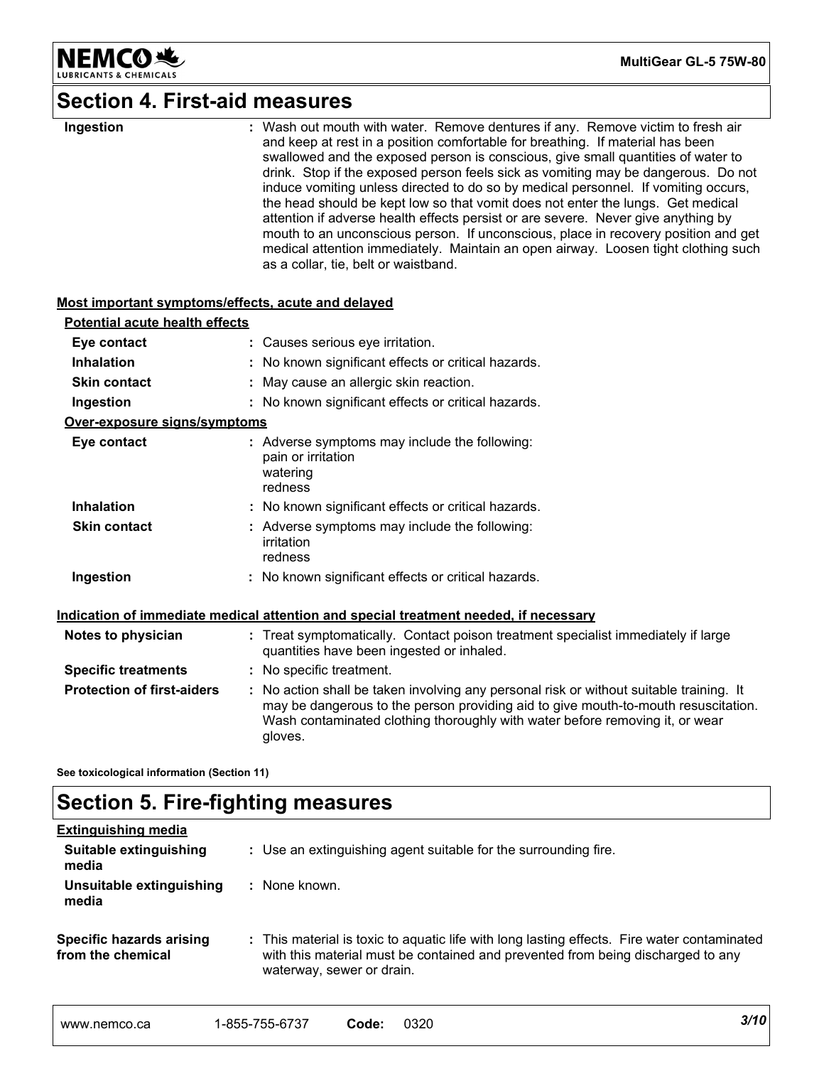## Section 4. First-aid measures

| | |
|---|---|
| **Ingestion** | : Wash out mouth with water. Remove dentures if any. Remove victim to fresh air and keep at rest in a position comfortable for breathing. If material has been swallowed and the exposed person is conscious, give small quantities of water to drink. Stop if the exposed person feels sick as vomiting may be dangerous. Do not induce vomiting unless directed to do so by medical personnel. If vomiting occurs, the head should be kept low so that vomit does not enter the lungs. Get medical attention if adverse health effects persist or are severe. Never give anything by mouth to an unconscious person. If unconscious, place in recovery position and get medical attention immediately. Maintain an open airway. Loosen tight clothing such as a collar, tie, belt or waistband. |

### Most important symptoms/effects, acute and delayed

**Potential acute health effects**

| | |
|---|---|
| **Eye contact** | : Causes serious eye irritation. |
| **Inhalation** | : No known significant effects or critical hazards. |
| **Skin contact** | : May cause an allergic skin reaction. |
| **Ingestion** | : No known significant effects or critical hazards. |

**Over-exposure signs/symptoms**

| | |
|---|---|
| **Eye contact** | : Adverse symptoms may include the following: pain or irritation watering redness |
| **Inhalation** | : No known significant effects or critical hazards. |
| **Skin contact** | : Adverse symptoms may include the following: irritation redness |
| **Ingestion** | : No known significant effects or critical hazards. |

### Indication of immediate medical attention and special treatment needed, if necessary

| | |
|---|---|
| **Notes to physician** | : Treat symptomatically. Contact poison treatment specialist immediately if large quantities have been ingested or inhaled. |
| **Specific treatments** | : No specific treatment. |
| **Protection of first-aiders** | : No action shall be taken involving any personal risk or without suitable training. It may be dangerous to the person providing aid to give mouth-to-mouth resuscitation. Wash contaminated clothing thoroughly with water before removing it, or wear gloves. |

**See toxicological information (Section 11)**

## Section 5. Fire-fighting measures

**Extinguishing media**

| | |
|---|---|
| **Suitable extinguishing media** | : Use an extinguishing agent suitable for the surrounding fire. |
| **Unsuitable extinguishing media** | : None known. |
| **Specific hazards arising from the chemical** | : This material is toxic to aquatic life with long lasting effects. Fire water contaminated with this material must be contained and prevented from being discharged to any waterway, sewer or drain. |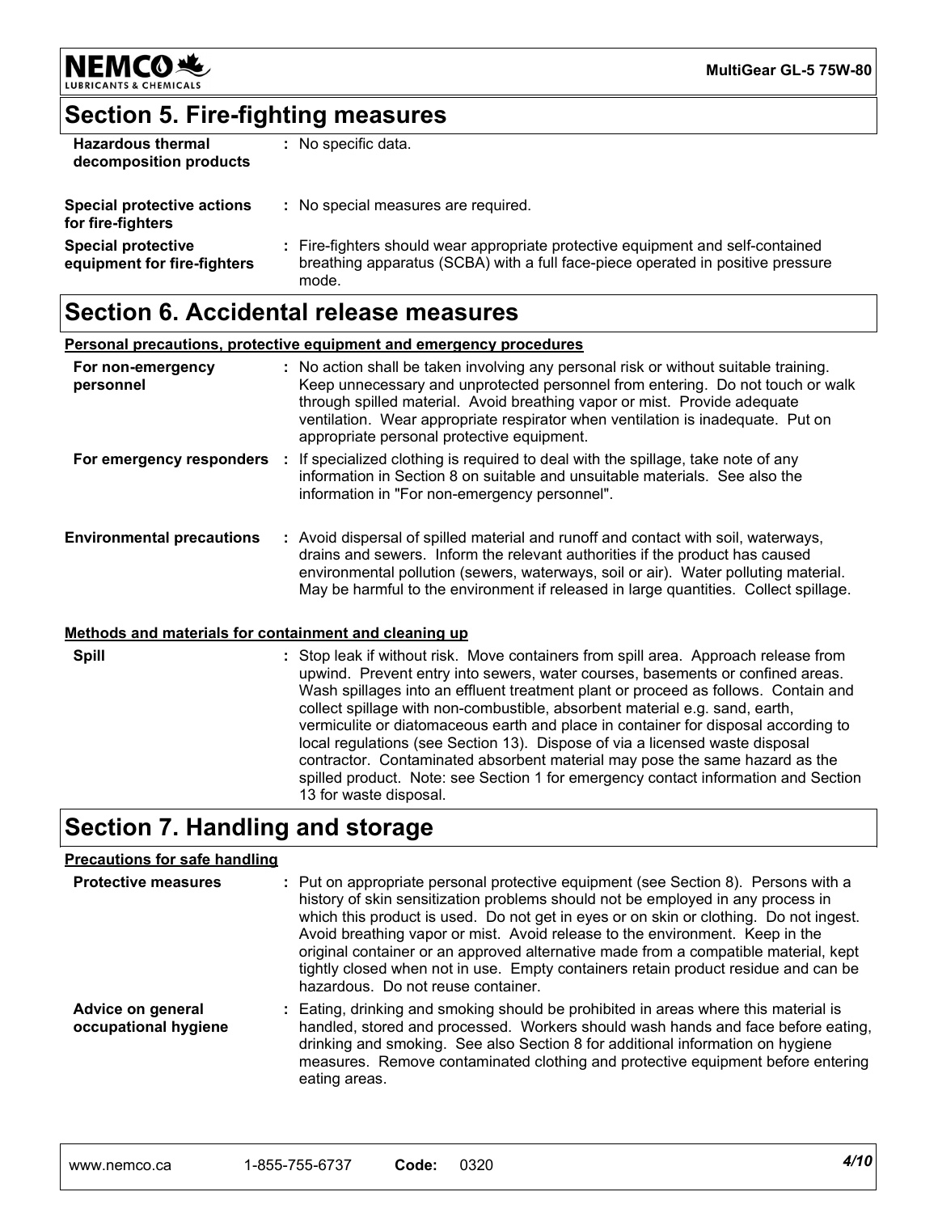## Section 5. Fire-fighting measures

| | |
|---|---|
| **Hazardous thermal decomposition products** | : No specific data. |
| **Special protective actions for fire-fighters** | : No special measures are required. |
| **Special protective equipment for fire-fighters** | : Fire-fighters should wear appropriate protective equipment and self-contained breathing apparatus (SCBA) with a full face-piece operated in positive pressure mode. |

## Section 6. Accidental release measures

**Personal precautions, protective equipment and emergency procedures**

| | |
|---|---|
| **For non-emergency personnel** | : No action shall be taken involving any personal risk or without suitable training. Keep unnecessary and unprotected personnel from entering. Do not touch or walk through spilled material. Avoid breathing vapor or mist. Provide adequate ventilation. Wear appropriate respirator when ventilation is inadequate. Put on appropriate personal protective equipment. |
| **For emergency responders** | : If specialized clothing is required to deal with the spillage, take note of any information in Section 8 on suitable and unsuitable materials. See also the information in "For non-emergency personnel". |
| **Environmental precautions** | : Avoid dispersal of spilled material and runoff and contact with soil, waterways, drains and sewers. Inform the relevant authorities if the product has caused environmental pollution (sewers, waterways, soil or air). Water polluting material. May be harmful to the environment if released in large quantities. Collect spillage. |

**Methods and materials for containment and cleaning up**

| | |
|---|---|
| **Spill** | : Stop leak if without risk. Move containers from spill area. Approach release from upwind. Prevent entry into sewers, water courses, basements or confined areas. Wash spillages into an effluent treatment plant or proceed as follows. Contain and collect spillage with non-combustible, absorbent material e.g. sand, earth, vermiculite or diatomaceous earth and place in container for disposal according to local regulations (see Section 13). Dispose of via a licensed waste disposal contractor. Contaminated absorbent material may pose the same hazard as the spilled product. Note: see Section 1 for emergency contact information and Section 13 for waste disposal. |

## Section 7. Handling and storage

**Precautions for safe handling**

| | |
|---|---|
| **Protective measures** | : Put on appropriate personal protective equipment (see Section 8). Persons with a history of skin sensitization problems should not be employed in any process in which this product is used. Do not get in eyes or on skin or clothing. Do not ingest. Avoid breathing vapor or mist. Avoid release to the environment. Keep in the original container or an approved alternative made from a compatible material, kept tightly closed when not in use. Empty containers retain product residue and can be hazardous. Do not reuse container. |
| **Advice on general occupational hygiene** | : Eating, drinking and smoking should be prohibited in areas where this material is handled, stored and processed. Workers should wash hands and face before eating, drinking and smoking. See also Section 8 for additional information on hygiene measures. Remove contaminated clothing and protective equipment before entering eating areas. |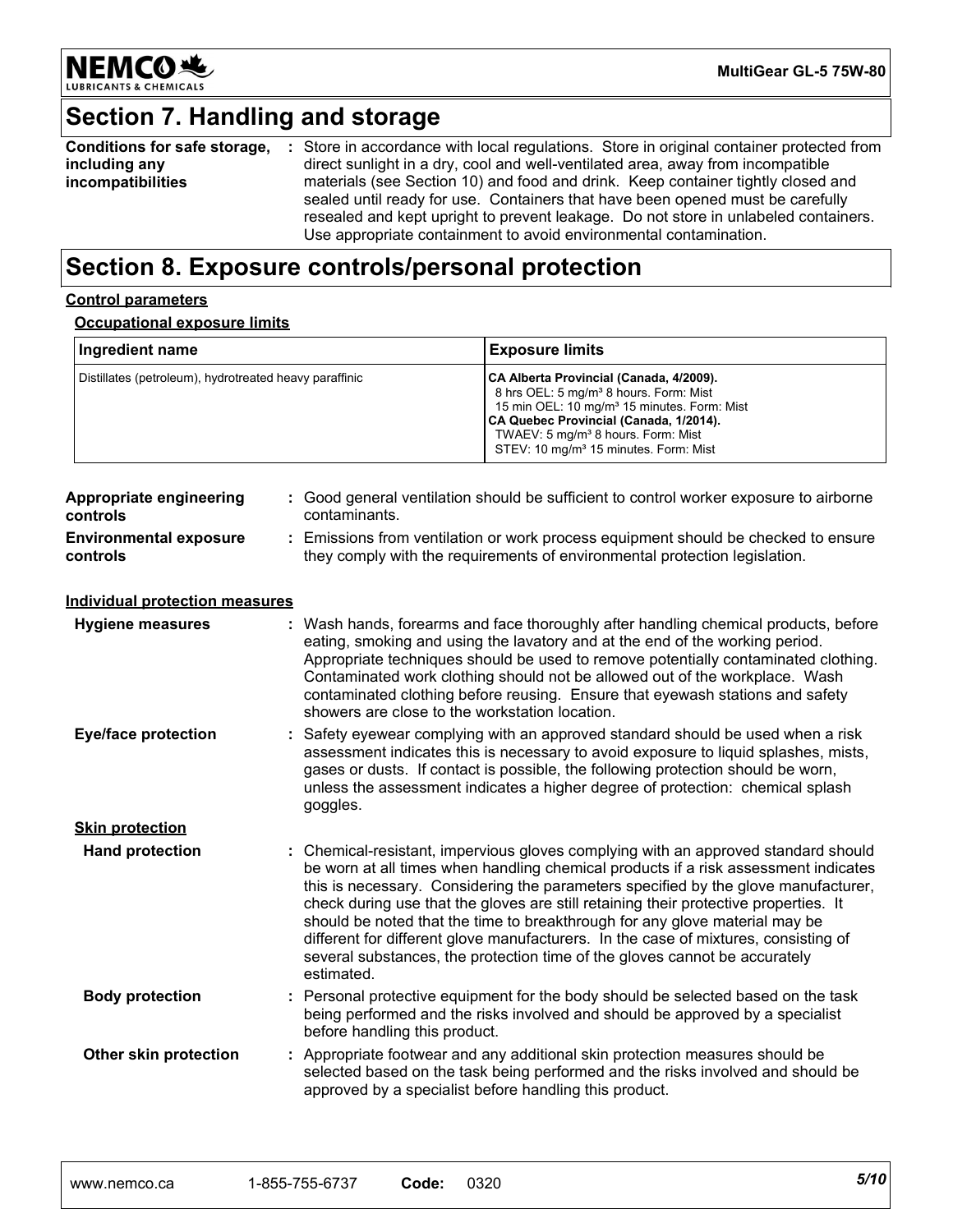## Section 7. Handling and storage

| | |
|---|---|
| **Conditions for safe storage, including any incompatibilities** | : Store in accordance with local regulations. Store in original container protected from direct sunlight in a dry, cool and well-ventilated area, away from incompatible materials (see Section 10) and food and drink. Keep container tightly closed and sealed until ready for use. Containers that have been opened must be carefully resealed and kept upright to prevent leakage. Do not store in unlabeled containers. Use appropriate containment to avoid environmental contamination. |

## Section 8. Exposure controls/personal protection

**Control parameters**

**Occupational exposure limits**

| Ingredient name | Exposure limits |
|---|---|
| Distillates (petroleum), hydrotreated heavy paraffinic | **CA Alberta Provincial (Canada, 4/2009).**<br>8 hrs OEL: 5 mg/m³ 8 hours. Form: Mist<br>15 min OEL: 10 mg/m³ 15 minutes. Form: Mist<br>**CA Quebec Provincial (Canada, 1/2014).**<br>TWAEV: 5 mg/m³ 8 hours. Form: Mist<br>STEV: 10 mg/m³ 15 minutes. Form: Mist |

| | |
|---|---|
| **Appropriate engineering controls** | : Good general ventilation should be sufficient to control worker exposure to airborne contaminants. |
| **Environmental exposure controls** | : Emissions from ventilation or work process equipment should be checked to ensure they comply with the requirements of environmental protection legislation. |

**Individual protection measures**

| | |
|---|---|
| **Hygiene measures** | : Wash hands, forearms and face thoroughly after handling chemical products, before eating, smoking and using the lavatory and at the end of the working period. Appropriate techniques should be used to remove potentially contaminated clothing. Contaminated work clothing should not be allowed out of the workplace. Wash contaminated clothing before reusing. Ensure that eyewash stations and safety showers are close to the workstation location. |
| **Eye/face protection** | : Safety eyewear complying with an approved standard should be used when a risk assessment indicates this is necessary to avoid exposure to liquid splashes, mists, gases or dusts. If contact is possible, the following protection should be worn, unless the assessment indicates a higher degree of protection: chemical splash goggles. |

**Skin protection**

| | |
|---|---|
| **Hand protection** | : Chemical-resistant, impervious gloves complying with an approved standard should be worn at all times when handling chemical products if a risk assessment indicates this is necessary. Considering the parameters specified by the glove manufacturer, check during use that the gloves are still retaining their protective properties. It should be noted that the time to breakthrough for any glove material may be different for different glove manufacturers. In the case of mixtures, consisting of several substances, the protection time of the gloves cannot be accurately estimated. |
| **Body protection** | : Personal protective equipment for the body should be selected based on the task being performed and the risks involved and should be approved by a specialist before handling this product. |
| **Other skin protection** | : Appropriate footwear and any additional skin protection measures should be selected based on the task being performed and the risks involved and should be approved by a specialist before handling this product. |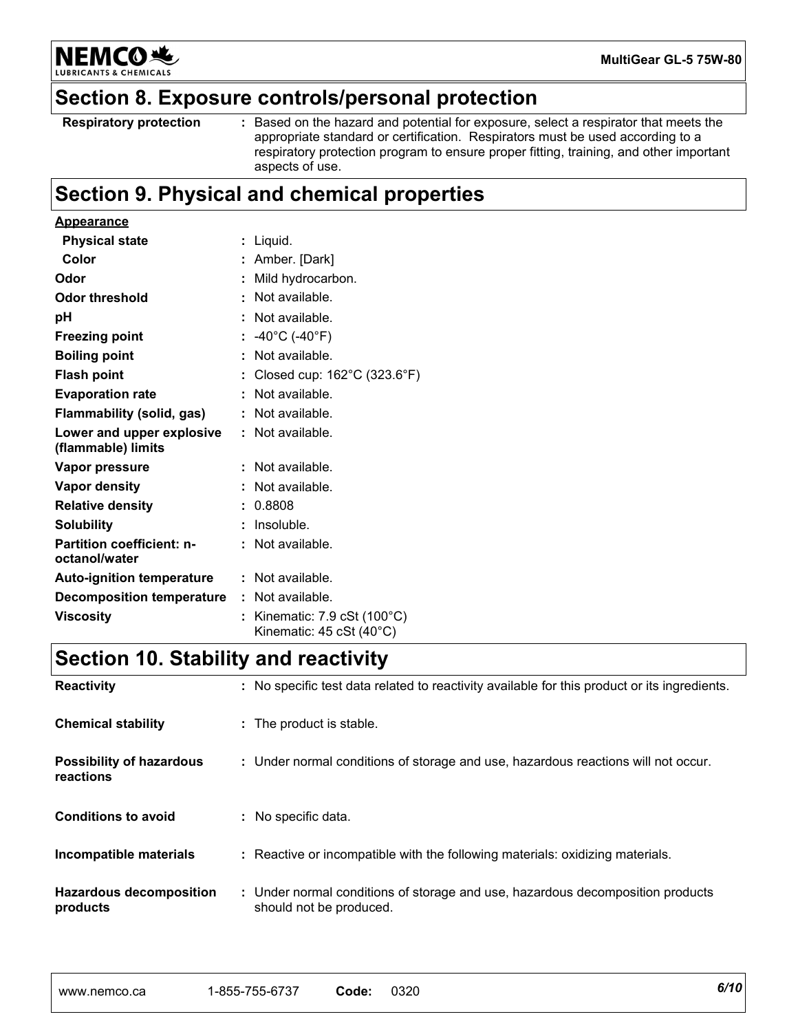## Section 8. Exposure controls/personal protection

| | |
|---|---|
| **Respiratory protection** | Based on the hazard and potential for exposure, select a respirator that meets the appropriate standard or certification. Respirators must be used according to a respiratory protection program to ensure proper fitting, training, and other important aspects of use. |

## Section 9. Physical and chemical properties

**Appearance**

| | |
|---|---|
| **Physical state** | Liquid. |
| **Color** | Amber. [Dark] |
| **Odor** | Mild hydrocarbon. |
| **Odor threshold** | Not available. |
| **pH** | Not available. |
| **Freezing point** | -40°C (-40°F) |
| **Boiling point** | Not available. |
| **Flash point** | Closed cup: 162°C (323.6°F) |
| **Evaporation rate** | Not available. |
| **Flammability (solid, gas)** | Not available. |
| **Lower and upper explosive (flammable) limits** | Not available. |
| **Vapor pressure** | Not available. |
| **Vapor density** | Not available. |
| **Relative density** | 0.8808 |
| **Solubility** | Insoluble. |
| **Partition coefficient: n-octanol/water** | Not available. |
| **Auto-ignition temperature** | Not available. |
| **Decomposition temperature** | Not available. |
| **Viscosity** | Kinematic: 7.9 cSt (100°C)<br>Kinematic: 45 cSt (40°C) |

## Section 10. Stability and reactivity

| | |
|---|---|
| **Reactivity** | No specific test data related to reactivity available for this product or its ingredients. |
| **Chemical stability** | The product is stable. |
| **Possibility of hazardous reactions** | Under normal conditions of storage and use, hazardous reactions will not occur. |
| **Conditions to avoid** | No specific data. |
| **Incompatible materials** | Reactive or incompatible with the following materials: oxidizing materials. |
| **Hazardous decomposition products** | Under normal conditions of storage and use, hazardous decomposition products should not be produced. |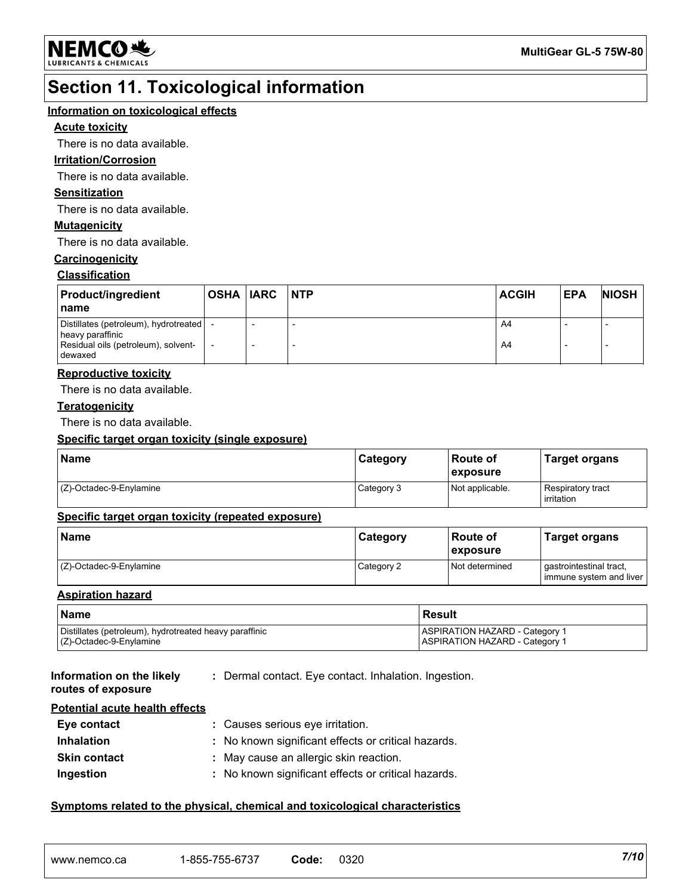# Section 11. Toxicological information

## Information on toxicological effects

### Acute toxicity

There is no data available.

### Irritation/Corrosion

There is no data available.

### Sensitization

There is no data available.

### Mutagenicity

There is no data available.

### Carcinogenicity

#### Classification

| Product/ingredient name | OSHA | IARC | NTP | ACGIH | EPA | NIOSH |
|---|---|---|---|---|---|---|
| Distillates (petroleum), hydrotreated heavy paraffinic | - | - | - | A4 | - | - |
| Residual oils (petroleum), solvent-dewaxed | - | - | - | A4 | - | - |

### Reproductive toxicity

There is no data available.

### Teratogenicity

There is no data available.

### Specific target organ toxicity (single exposure)

| Name | Category | Route of exposure | Target organs |
|---|---|---|---|
| (Z)-Octadec-9-Enylamine | Category 3 | Not applicable. | Respiratory tract irritation |

### Specific target organ toxicity (repeated exposure)

| Name | Category | Route of exposure | Target organs |
|---|---|---|---|
| (Z)-Octadec-9-Enylamine | Category 2 | Not determined | gastrointestinal tract, immune system and liver |

### Aspiration hazard

| Name | Result |
|---|---|
| Distillates (petroleum), hydrotreated heavy paraffinic | ASPIRATION HAZARD - Category 1 |
| (Z)-Octadec-9-Enylamine | ASPIRATION HAZARD - Category 1 |

**Information on the likely routes of exposure** : Dermal contact. Eye contact. Inhalation. Ingestion.

### Potential acute health effects

**Eye contact** : Causes serious eye irritation.

**Inhalation** : No known significant effects or critical hazards.

**Skin contact** : May cause an allergic skin reaction.

**Ingestion** : No known significant effects or critical hazards.

### Symptoms related to the physical, chemical and toxicological characteristics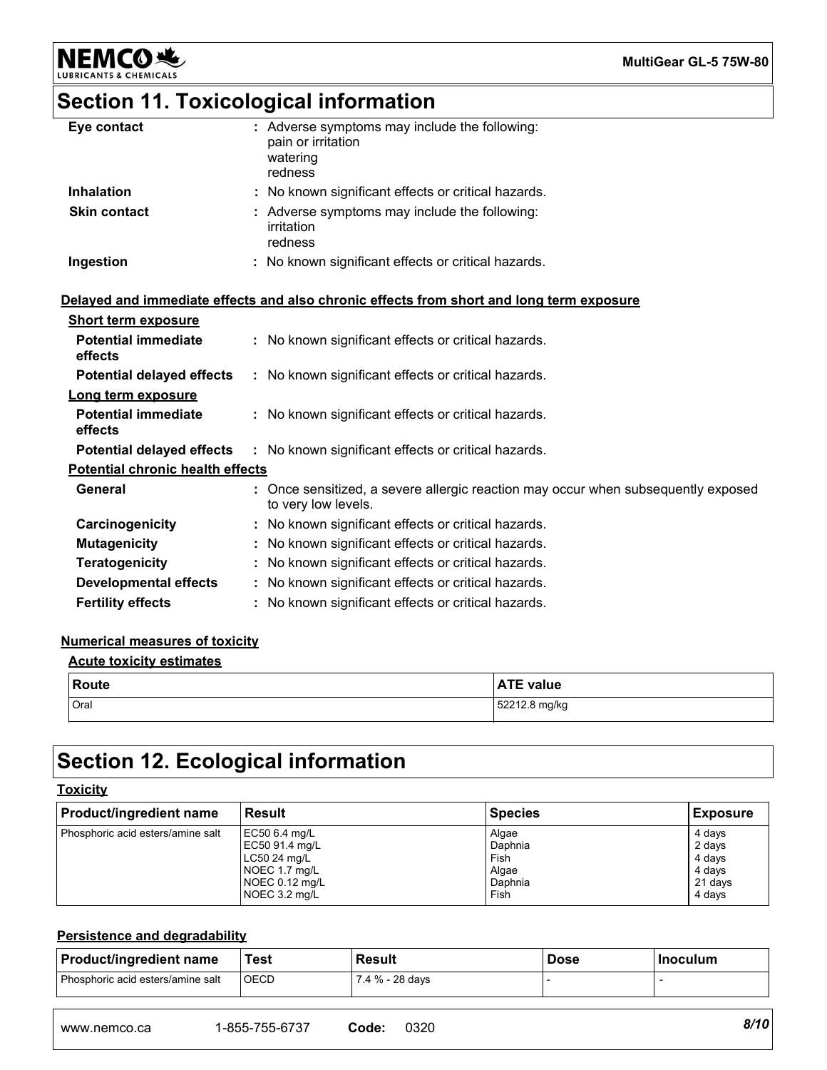## Section 11. Toxicological information

**Eye contact** : Adverse symptoms may include the following:
pain or irritation
watering
redness

**Inhalation** : No known significant effects or critical hazards.

**Skin contact** : Adverse symptoms may include the following:
irritation
redness

**Ingestion** : No known significant effects or critical hazards.

**Delayed and immediate effects and also chronic effects from short and long term exposure**

**Short term exposure**

**Potential immediate effects** : No known significant effects or critical hazards.

**Potential delayed effects** : No known significant effects or critical hazards.

**Long term exposure**

**Potential immediate effects** : No known significant effects or critical hazards.

**Potential delayed effects** : No known significant effects or critical hazards.

**Potential chronic health effects**

**General** : Once sensitized, a severe allergic reaction may occur when subsequently exposed to very low levels.

**Carcinogenicity** : No known significant effects or critical hazards.

**Mutagenicity** : No known significant effects or critical hazards.

**Teratogenicity** : No known significant effects or critical hazards.

**Developmental effects** : No known significant effects or critical hazards.

**Fertility effects** : No known significant effects or critical hazards.

**Numerical measures of toxicity**

**Acute toxicity estimates**

| Route | ATE value |
|---|---|
| Oral | 52212.8 mg/kg |

## Section 12. Ecological information

**Toxicity**

| Product/ingredient name | Result | Species | Exposure |
|---|---|---|---|
| Phosphoric acid esters/amine salt | EC50 6.4 mg/L | Algae | 4 days |
| | EC50 91.4 mg/L | Daphnia | 2 days |
| | LC50 24 mg/L | Fish | 4 days |
| | NOEC 1.7 mg/L | Algae | 4 days |
| | NOEC 0.12 mg/L | Daphnia | 21 days |
| | NOEC 3.2 mg/L | Fish | 4 days |

**Persistence and degradability**

| Product/ingredient name | Test | Result | Dose | Inoculum |
|---|---|---|---|---|
| Phosphoric acid esters/amine salt | OECD | 7.4 % - 28 days | - | - |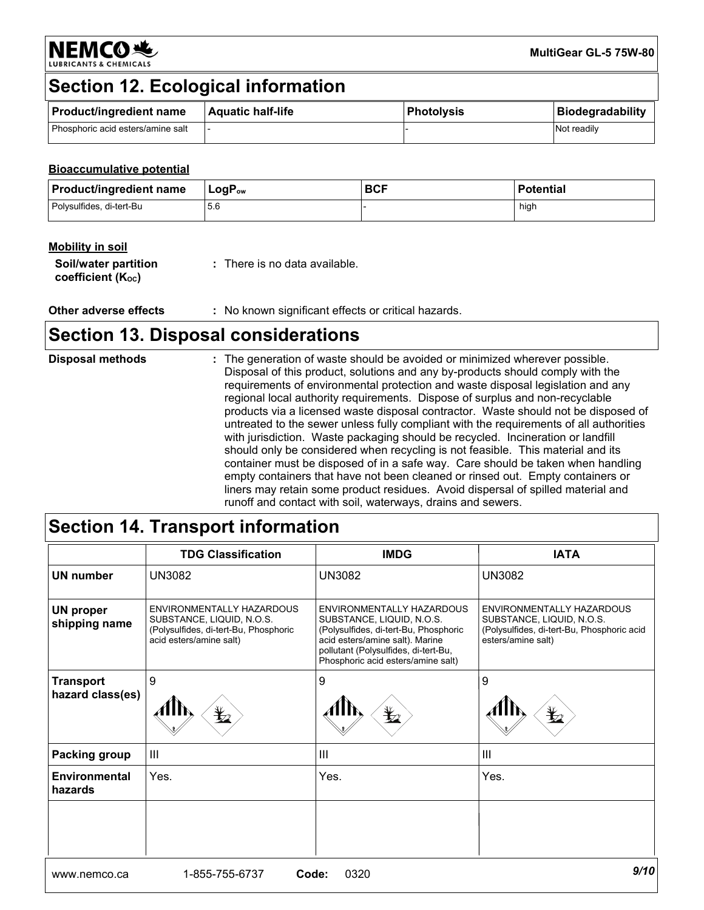## Section 12. Ecological information

| Product/ingredient name | Aquatic half-life | Photolysis | Biodegradability |
|---|---|---|---|
| Phosphoric acid esters/amine salt | - | - | Not readily |

**Bioaccumulative potential**

| Product/ingredient name | $LogP_{ow}$ | BCF | Potential |
|---|---|---|---|
| Polysulfides, di-tert-Bu | 5.6 | - | high |

**Mobility in soil**

**Soil/water partition coefficient ($K_{OC}$)** : There is no data available.

**Other adverse effects** : No known significant effects or critical hazards.

## Section 13. Disposal considerations

**Disposal methods** : The generation of waste should be avoided or minimized wherever possible. Disposal of this product, solutions and any by-products should comply with the requirements of environmental protection and waste disposal legislation and any regional local authority requirements. Dispose of surplus and non-recyclable products via a licensed waste disposal contractor. Waste should not be disposed of untreated to the sewer unless fully compliant with the requirements of all authorities with jurisdiction. Waste packaging should be recycled. Incineration or landfill should only be considered when recycling is not feasible. This material and its container must be disposed of in a safe way. Care should be taken when handling empty containers that have not been cleaned or rinsed out. Empty containers or liners may retain some product residues. Avoid dispersal of spilled material and runoff and contact with soil, waterways, drains and sewers.

## Section 14. Transport information

| | TDG Classification | IMDG | IATA |
|---|---|---|---|
| **UN number** | UN3082 | UN3082 | UN3082 |
| **UN proper shipping name** | ENVIRONMENTALLY HAZARDOUS SUBSTANCE, LIQUID, N.O.S. (Polysulfides, di-tert-Bu, Phosphoric acid esters/amine salt) | ENVIRONMENTALLY HAZARDOUS SUBSTANCE, LIQUID, N.O.S. (Polysulfides, di-tert-Bu, Phosphoric acid esters/amine salt). Marine pollutant (Polysulfides, di-tert-Bu, Phosphoric acid esters/amine salt) | ENVIRONMENTALLY HAZARDOUS SUBSTANCE, LIQUID, N.O.S. (Polysulfides, di-tert-Bu, Phosphoric acid esters/amine salt) |
| **Transport hazard class(es)** | 9 | 9 | 9 |
| **Packing group** | III | III | III |
| **Environmental hazards** | Yes. | Yes. | Yes. |
| | | | |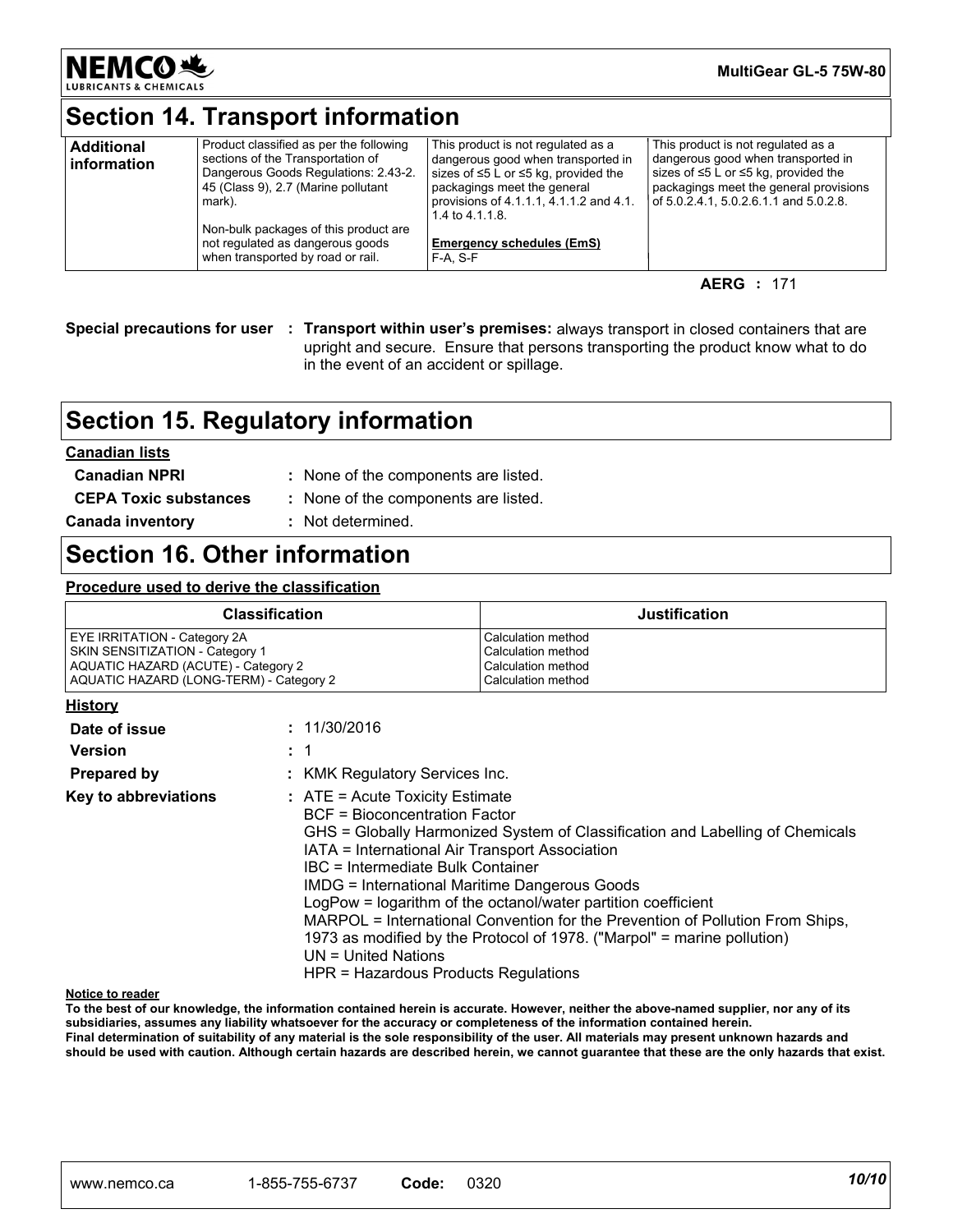## Section 14. Transport information

| | | | |
|---|---|---|---|
| **Additional information** | Product classified as per the following sections of the Transportation of Dangerous Goods Regulations: 2.43-2.45 (Class 9), 2.7 (Marine pollutant mark).<br><br>Non-bulk packages of this product are not regulated as dangerous goods when transported by road or rail. | This product is not regulated as a dangerous good when transported in sizes of ≤5 L or ≤5 kg, provided the packagings meet the general provisions of 4.1.1.1, 4.1.1.2 and 4.1.1.4 to 4.1.1.8.<br><br>**Emergency schedules (EmS)**<br>F-A, S-F | This product is not regulated as a dangerous good when transported in sizes of ≤5 L or ≤5 kg, provided the packagings meet the general provisions of 5.0.2.4.1, 5.0.2.6.1.1 and 5.0.2.8. |

**AERG :** 171

**Special precautions for user :** **Transport within user's premises:** always transport in closed containers that are upright and secure. Ensure that persons transporting the product know what to do in the event of an accident or spillage.

## Section 15. Regulatory information

**Canadian lists**

**Canadian NPRI :** None of the components are listed.

**CEPA Toxic substances :** None of the components are listed.

**Canada inventory :** Not determined.

## Section 16. Other information

**Procedure used to derive the classification**

| Classification | Justification |
|---|---|
| EYE IRRITATION - Category 2A | Calculation method |
| SKIN SENSITIZATION - Category 1 | Calculation method |
| AQUATIC HAZARD (ACUTE) - Category 2 | Calculation method |
| AQUATIC HAZARD (LONG-TERM) - Category 2 | Calculation method |

**History**

**Date of issue :** 11/30/2016

**Version :** 1

**Prepared by :** KMK Regulatory Services Inc.

**Key to abbreviations :**
ATE = Acute Toxicity Estimate
BCF = Bioconcentration Factor
GHS = Globally Harmonized System of Classification and Labelling of Chemicals
IATA = International Air Transport Association
IBC = Intermediate Bulk Container
IMDG = International Maritime Dangerous Goods
LogPow = logarithm of the octanol/water partition coefficient
MARPOL = International Convention for the Prevention of Pollution From Ships, 1973 as modified by the Protocol of 1978. ("Marpol" = marine pollution)
UN = United Nations
HPR = Hazardous Products Regulations

**Notice to reader**

**To the best of our knowledge, the information contained herein is accurate. However, neither the above-named supplier, nor any of its subsidiaries, assumes any liability whatsoever for the accuracy or completeness of the information contained herein.**
**Final determination of suitability of any material is the sole responsibility of the user. All materials may present unknown hazards and should be used with caution. Although certain hazards are described herein, we cannot guarantee that these are the only hazards that exist.**